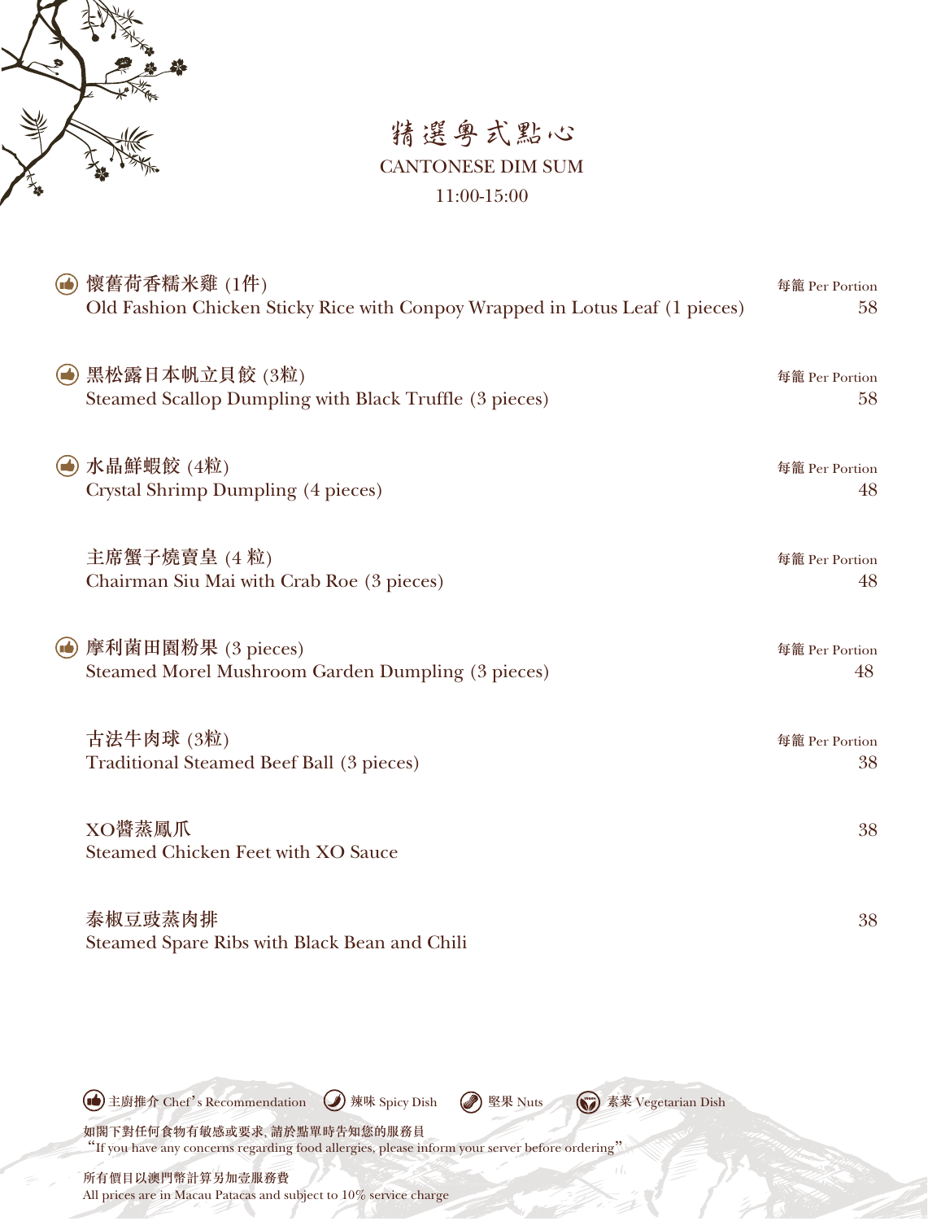# 精選粵式點心

## CANTONESE DIM SUM

11:00-15:00

| Item | Price |
|---|---|
| 👍 懷舊荷香糯米雞 (1件)<br>Old Fashion Chicken Sticky Rice with Conpoy Wrapped in Lotus Leaf (1 pieces) | 每籠 Per Portion<br>58 |
| 👍 黑松露日本帆立貝餃 (3粒)<br>Steamed Scallop Dumpling with Black Truffle (3 pieces) | 每籠 Per Portion<br>58 |
| 👍 水晶鮮蝦餃 (4粒)<br>Crystal Shrimp Dumpling (4 pieces) | 每籠 Per Portion<br>48 |
| 主席蟹子燒賣皇 (4 粒)<br>Chairman Siu Mai with Crab Roe (3 pieces) | 每籠 Per Portion<br>48 |
| 👍 摩利菌田園粉果 (3 pieces)<br>Steamed Morel Mushroom Garden Dumpling (3 pieces) | 每籠 Per Portion<br>48 |
| 古法牛肉球 (3粒)<br>Traditional Steamed Beef Ball (3 pieces) | 每籠 Per Portion<br>38 |
| XO醬蒸鳳爪<br>Steamed Chicken Feet with XO Sauce | 38 |
| 泰椒豆豉蒸肉排<br>Steamed Spare Ribs with Black Bean and Chili | 38 |

👍 主廚推介 Chef's Recommendation　辣味 Spicy Dish　堅果 Nuts　素菜 Vegetarian Dish

如閣下對任何食物有敏感或要求, 請於點單時告知您的服務員
"If you have any concerns regarding food allergies, please inform your server before ordering"

所有價目以澳門幣計算另加壹服務費
All prices are in Macau Patacas and subject to 10% service charge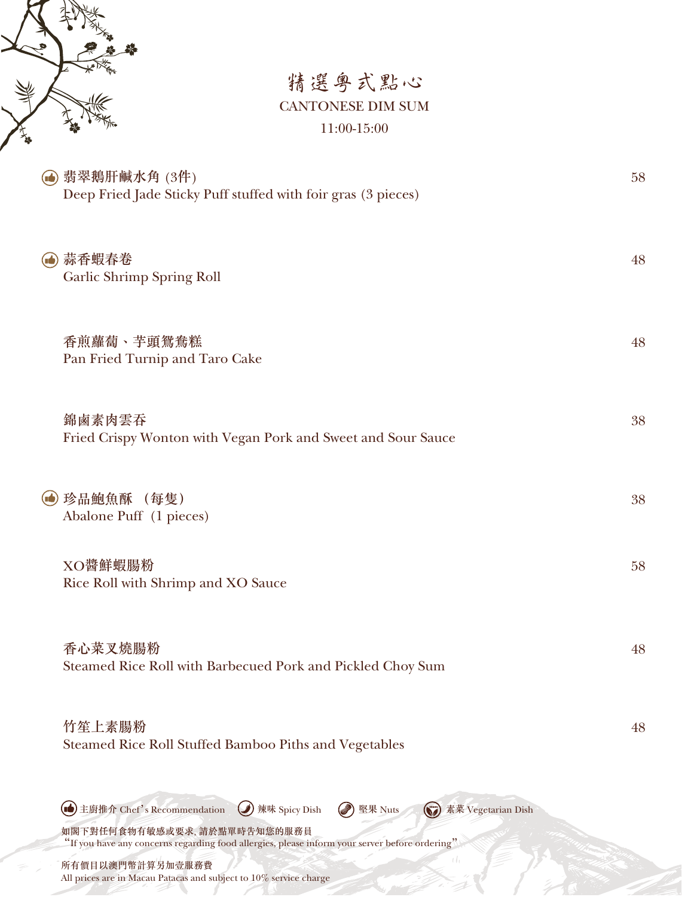# 精選粵式點心

## CANTONESE DIM SUM

11:00-15:00

👍 **翡翠鵝肝鹹水角 (3件)**
Deep Fried Jade Sticky Puff stuffed with foir gras (3 pieces) — 58

👍 **蒜香蝦春卷**
Garlic Shrimp Spring Roll — 48

**香煎蘿蔔、芋頭鴛鴦糕**
Pan Fried Turnip and Taro Cake — 48

**錦鹵素肉雲吞**
Fried Crispy Wonton with Vegan Pork and Sweet and Sour Sauce — 38

👍 **珍品鮑魚酥 （每隻）**
Abalone Puff (1 pieces) — 38

**XO醬鮮蝦腸粉**
Rice Roll with Shrimp and XO Sauce — 58

**香心菜叉燒腸粉**
Steamed Rice Roll with Barbecued Pork and Pickled Choy Sum — 48

**竹笙上素腸粉**
Steamed Rice Roll Stuffed Bamboo Piths and Vegetables — 48

👍 主廚推介 Chef's Recommendation　辣味 Spicy Dish　堅果 Nuts　素菜 Vegetarian Dish

如閣下對任何食物有敏感或要求, 請於點單時告知您的服務員
"If you have any concerns regarding food allergies, please inform your server before ordering"

所有價目以澳門幣計算另加壹服務費
All prices are in Macau Patacas and subject to 10% service charge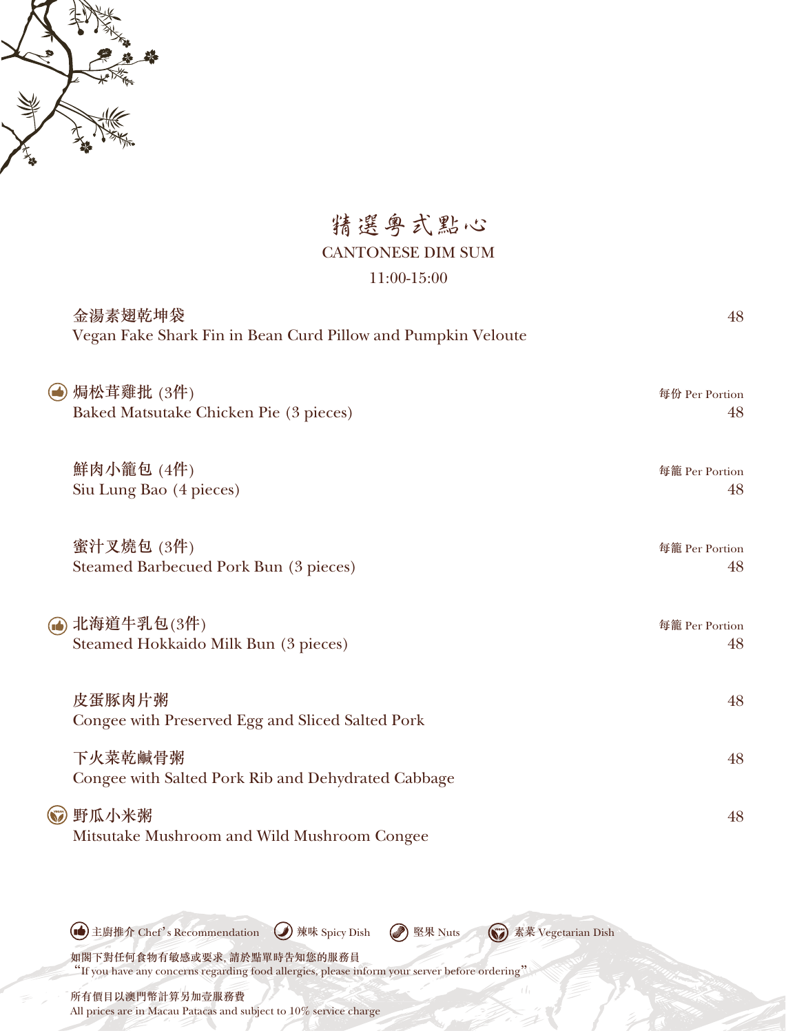# 精選粵式點心

## CANTONESE DIM SUM

11:00-15:00

**金湯素翅乾坤袋** — 48
Vegan Fake Shark Fin in Bean Curd Pillow and Pumpkin Veloute

(Chef's Recommendation) **焗松茸雞批 (3件)** — 每份 Per Portion 48
Baked Matsutake Chicken Pie (3 pieces)

**鮮肉小籠包 (4件)** — 每籠 Per Portion 48
Siu Lung Bao (4 pieces)

**蜜汁叉燒包 (3件)** — 每籠 Per Portion 48
Steamed Barbecued Pork Bun (3 pieces)

(Chef's Recommendation) **北海道牛乳包(3件)** — 每籠 Per Portion 48
Steamed Hokkaido Milk Bun (3 pieces)

**皮蛋豚肉片粥** — 48
Congee with Preserved Egg and Sliced Salted Pork

**下火菜乾鹹骨粥** — 48
Congee with Salted Pork Rib and Dehydrated Cabbage

(Vegetarian Dish) **野瓜小米粥** — 48
Mitsutake Mushroom and Wild Mushroom Congee

主廚推介 Chef's Recommendation　辣味 Spicy Dish　堅果 Nuts　素菜 Vegetarian Dish

如閣下對任何食物有敏感或要求, 請於點單時告知您的服務員
"If you have any concerns regarding food allergies, please inform your server before ordering"

所有價目以澳門幣計算另加壹服務費
All prices are in Macau Patacas and subject to 10% service charge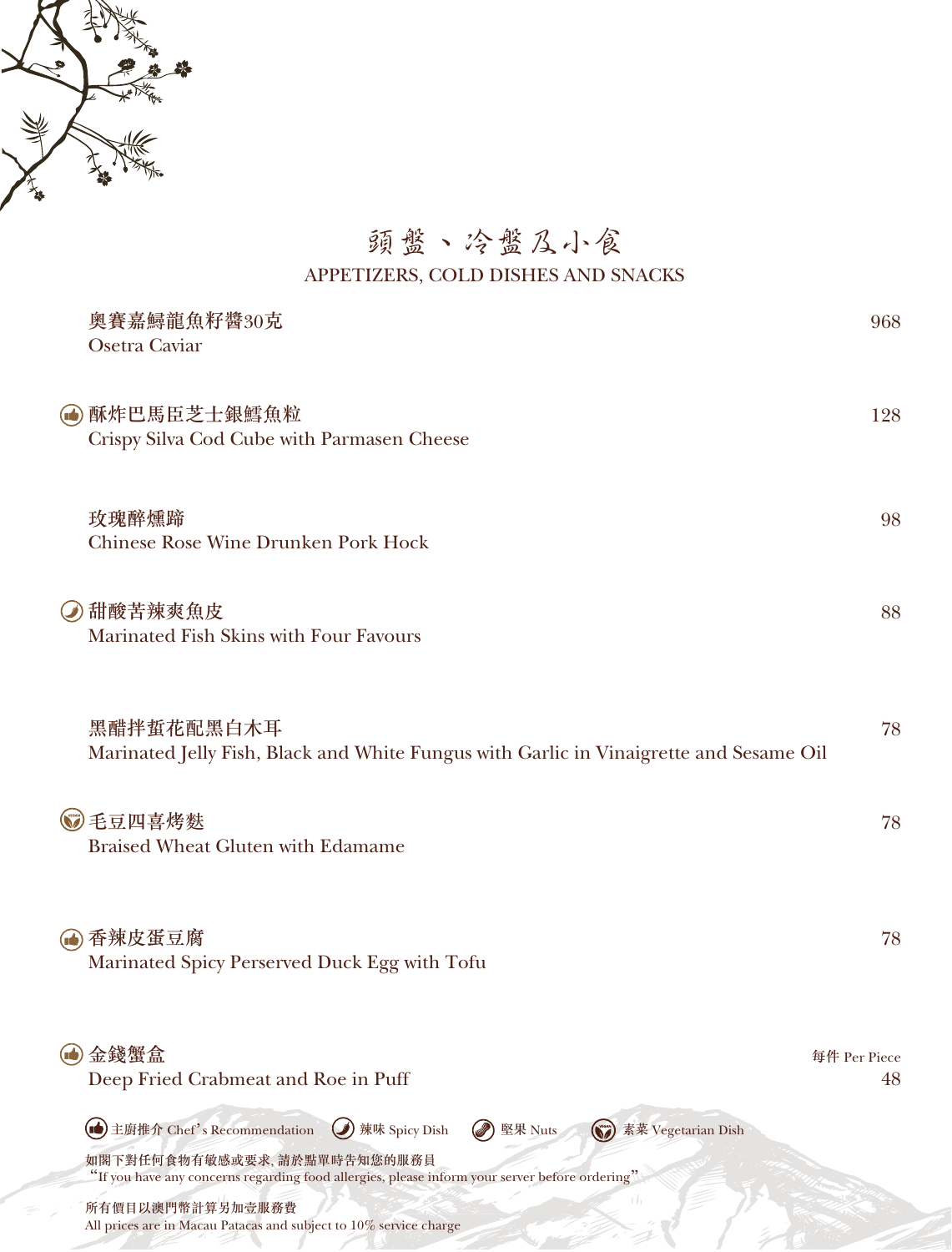# 頭盤、冷盤及小食

## APPETIZERS, COLD DISHES AND SNACKS

| Item | Price |
|---|---|
| 奧賽嘉鱘龍魚籽醬30克<br>Osetra Caviar | 968 |
| (主廚推介) 酥炸巴馬臣芝士銀鱈魚粒<br>Crispy Silva Cod Cube with Parmasen Cheese | 128 |
| 玫瑰醉燻蹄<br>Chinese Rose Wine Drunken Pork Hock | 98 |
| (辣味) 甜酸苦辣爽魚皮<br>Marinated Fish Skins with Four Favours | 88 |
| 黑醋拌蜇花配黑白木耳<br>Marinated Jelly Fish, Black and White Fungus with Garlic in Vinaigrette and Sesame Oil | 78 |
| (素菜) 毛豆四喜烤麩<br>Braised Wheat Gluten with Edamame | 78 |
| (主廚推介) 香辣皮蛋豆腐<br>Marinated Spicy Perserved Duck Egg with Tofu | 78 |
| (主廚推介) 金錢蟹盒<br>Deep Fried Crabmeat and Roe in Puff | 每件 Per Piece 48 |

主廚推介 Chef's Recommendation　辣味 Spicy Dish　堅果 Nuts　素菜 Vegetarian Dish

如閣下對任何食物有敏感或要求, 請於點單時告知您的服務員
"If you have any concerns regarding food allergies, please inform your server before ordering"

所有價目以澳門幣計算另加壹服務費
All prices are in Macau Patacas and subject to 10% service charge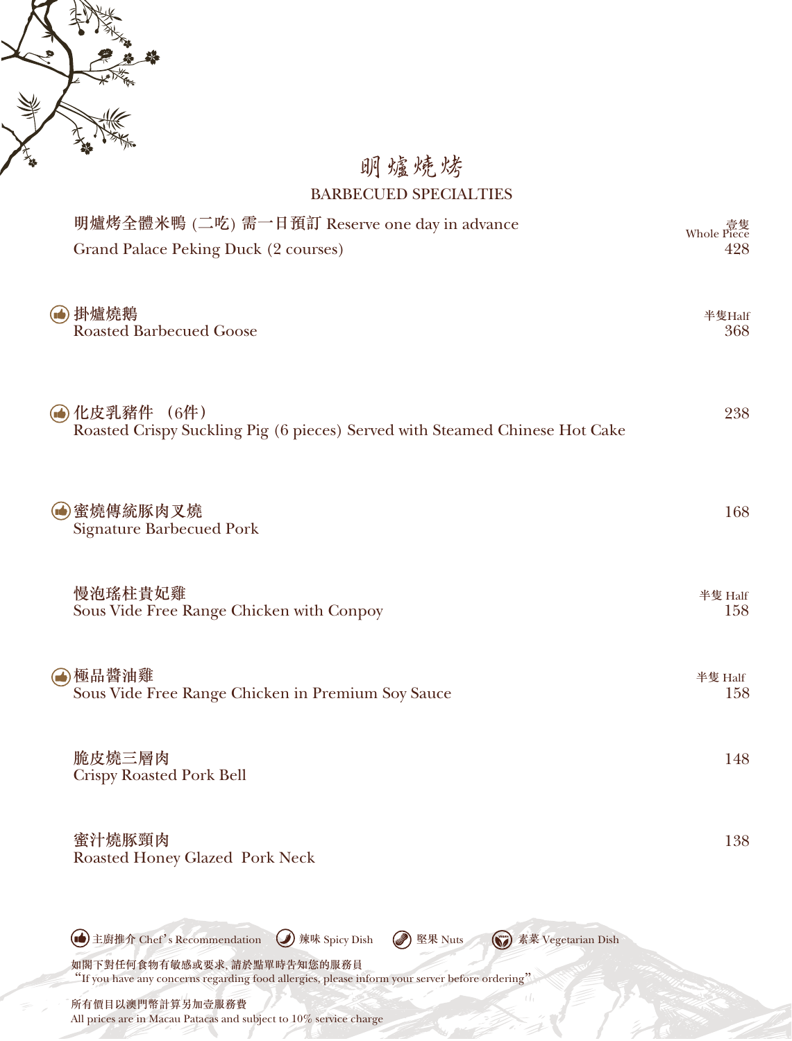# 明爐燒烤

## BARBECUED SPECIALTIES

**明爐烤全體米鴨 (二吃) 需一日預訂** Reserve one day in advance
Grand Palace Peking Duck (2 courses) — 壹隻 Whole Piece 428

**掛爐燒鵝**
Roasted Barbecued Goose — 半隻Half 368

**化皮乳豬件 （6件）**
Roasted Crispy Suckling Pig (6 pieces) Served with Steamed Chinese Hot Cake — 238

**蜜燒傳統豚肉叉燒**
Signature Barbecued Pork — 168

**慢泡瑤柱貴妃雞**
Sous Vide Free Range Chicken with Conpoy — 半隻 Half 158

**極品醬油雞**
Sous Vide Free Range Chicken in Premium Soy Sauce — 半隻 Half 158

**脆皮燒三層肉**
Crispy Roasted Pork Bell — 148

**蜜汁燒豚頸肉**
Roasted Honey Glazed Pork Neck — 138

主廚推介 Chef's Recommendation　辣味 Spicy Dish　堅果 Nuts　素菜 Vegetarian Dish

如閣下對任何食物有敏感或要求, 請於點單時告知您的服務員
"If you have any concerns regarding food allergies, please inform your server before ordering"

所有價目以澳門幣計算另加壹服務費
All prices are in Macau Patacas and subject to 10% service charge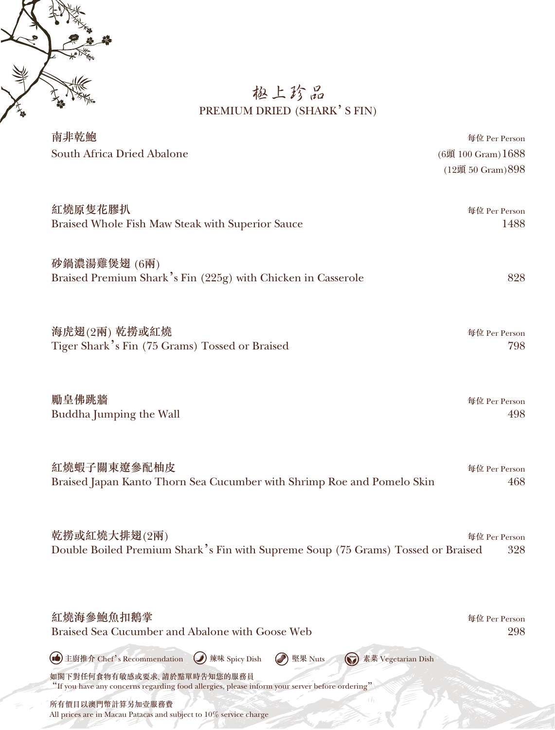# 極上珍品
## PREMIUM DRIED (SHARK' S FIN)

**南非乾鮑**
South Africa Dried Abalone
每位 Per Person
(6頭 100 Gram) 1688
(12頭 50 Gram) 898

**紅燒原隻花膠扒**
Braised Whole Fish Maw Steak with Superior Sauce
每位 Per Person
1488

**砂鍋濃湯雞煲翅 (6兩)**
Braised Premium Shark's Fin (225g) with Chicken in Casserole
828

**海虎翅(2兩) 乾撈或紅燒**
Tiger Shark's Fin (75 Grams) Tossed or Braised
每位 Per Person
798

**勵皇佛跳牆**
Buddha Jumping the Wall
每位 Per Person
498

**紅燒蝦子關東遼參配柚皮**
Braised Japan Kanto Thorn Sea Cucumber with Shrimp Roe and Pomelo Skin
每位 Per Person
468

**乾撈或紅燒大排翅(2兩)**
Double Boiled Premium Shark's Fin with Supreme Soup (75 Grams) Tossed or Braised
每位 Per Person
328

**紅燒海參鮑魚扣鵝掌**
Braised Sea Cucumber and Abalone with Goose Web
每位 Per Person
298

主廚推介 Chef's Recommendation　辣味 Spicy Dish　堅果 Nuts　素菜 Vegetarian Dish

如閣下對任何食物有敏感或要求, 請於點單時告知您的服務員
"If you have any concerns regarding food allergies, please inform your server before ordering"

所有價目以澳門幣計算另加壹服務費
All prices are in Macau Patacas and subject to 10% service charge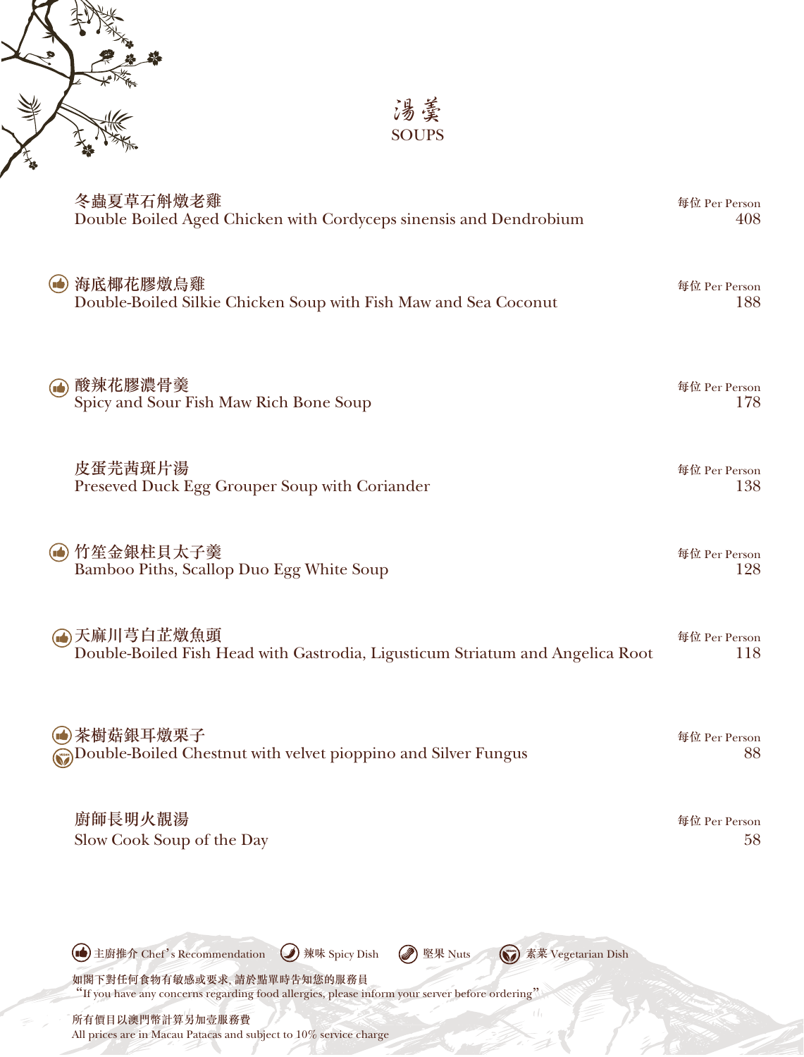# 湯羹
# SOUPS

**冬蟲夏草石斛燉老雞**
Double Boiled Aged Chicken with Cordyceps sinensis and Dendrobium
每位 Per Person 408

👍 **海底椰花膠燉烏雞**
Double-Boiled Silkie Chicken Soup with Fish Maw and Sea Coconut
每位 Per Person 188

👍 **酸辣花膠濃骨羹**
Spicy and Sour Fish Maw Rich Bone Soup
每位 Per Person 178

**皮蛋芫茜斑片湯**
Preseved Duck Egg Grouper Soup with Coriander
每位 Per Person 138

👍 **竹笙金銀柱貝太子羹**
Bamboo Piths, Scallop Duo Egg White Soup
每位 Per Person 128

👍 **天麻川芎白芷燉魚頭**
Double-Boiled Fish Head with Gastrodia, Ligusticum Striatum and Angelica Root
每位 Per Person 118

👍 (Vegetarian) **茶樹菇銀耳燉栗子**
Double-Boiled Chestnut with velvet pioppino and Silver Fungus
每位 Per Person 88

**廚師長明火靚湯**
Slow Cook Soup of the Day
每位 Per Person 58

主廚推介 Chef's Recommendation　辣味 Spicy Dish　堅果 Nuts　素菜 Vegetarian Dish

如閣下對任何食物有敏感或要求, 請於點單時告知您的服務員
"If you have any concerns regarding food allergies, please inform your server before ordering"

所有價目以澳門幣計算另加壹服務費
All prices are in Macau Patacas and subject to 10% service charge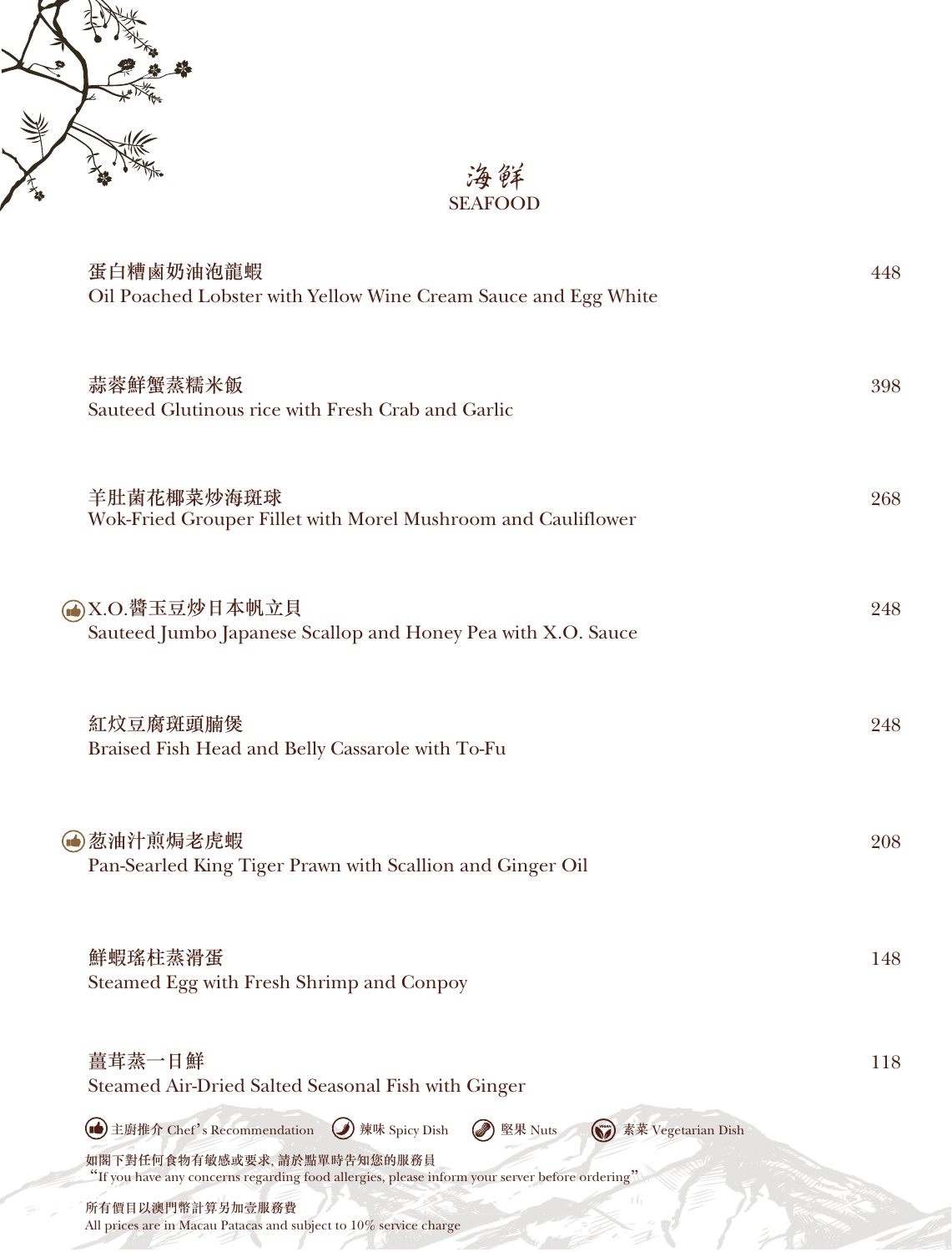# 海鮮
# SEAFOOD

| Dish | Price |
|---|---|
| 蛋白糟鹵奶油泡龍蝦<br>Oil Poached Lobster with Yellow Wine Cream Sauce and Egg White | 448 |
| 蒜蓉鮮蟹蒸糯米飯<br>Sauteed Glutinous rice with Fresh Crab and Garlic | 398 |
| 羊肚菌花椰菜炒海斑球<br>Wok-Fried Grouper Fillet with Morel Mushroom and Cauliflower | 268 |
| (Chef's Recommendation) X.O.醬玉豆炒日本帆立貝<br>Sauteed Jumbo Japanese Scallop and Honey Pea with X.O. Sauce | 248 |
| 紅炆豆腐斑頭腩煲<br>Braised Fish Head and Belly Cassarole with To-Fu | 248 |
| (Chef's Recommendation) 葱油汁煎焗老虎蝦<br>Pan-Searled King Tiger Prawn with Scallion and Ginger Oil | 208 |
| 鮮蝦瑤柱蒸滑蛋<br>Steamed Egg with Fresh Shrimp and Conpoy | 148 |
| 薑茸蒸一日鮮<br>Steamed Air-Dried Salted Seasonal Fish with Ginger | 118 |

主廚推介 Chef's Recommendation　辣味 Spicy Dish　堅果 Nuts　素菜 Vegetarian Dish

如閣下對任何食物有敏感或要求, 請於點單時告知您的服務員
"If you have any concerns regarding food allergies, please inform your server before ordering"

所有價目以澳門幣計算另加壹服務費
All prices are in Macau Patacas and subject to 10% service charge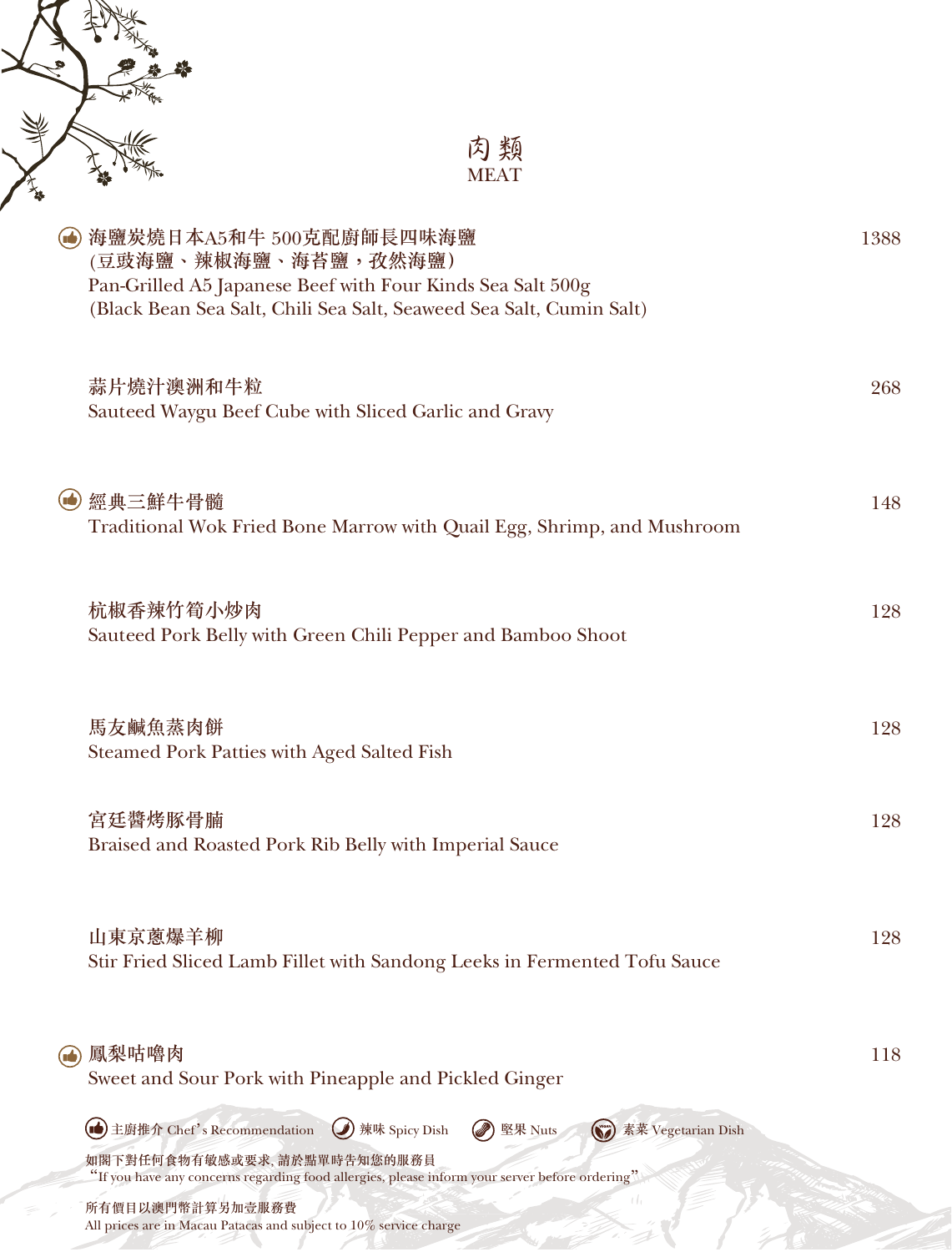# 肉類
# MEAT

👍 **海鹽炭燒日本A5和牛 500克配廚師長四味海鹽**
**(豆豉海鹽、辣椒海鹽、海苔鹽，孜然海鹽)**
Pan-Grilled A5 Japanese Beef with Four Kinds Sea Salt 500g
(Black Bean Sea Salt, Chili Sea Salt, Seaweed Sea Salt, Cumin Salt) — 1388

**蒜片燒汁澳洲和牛粒**
Sauteed Waygu Beef Cube with Sliced Garlic and Gravy — 268

👍 **經典三鮮牛骨髓**
Traditional Wok Fried Bone Marrow with Quail Egg, Shrimp, and Mushroom — 148

**杭椒香辣竹筍小炒肉**
Sauteed Pork Belly with Green Chili Pepper and Bamboo Shoot — 128

**馬友鹹魚蒸肉餅**
Steamed Pork Patties with Aged Salted Fish — 128

**宮廷醬烤豚骨腩**
Braised and Roasted Pork Rib Belly with Imperial Sauce — 128

**山東京蔥爆羊柳**
Stir Fried Sliced Lamb Fillet with Sandong Leeks in Fermented Tofu Sauce — 128

👍 **鳳梨咕嚕肉**
Sweet and Sour Pork with Pineapple and Pickled Ginger — 118

👍 主廚推介 Chef's Recommendation　辣味 Spicy Dish　堅果 Nuts　素菜 Vegetarian Dish

如閣下對任何食物有敏感或要求, 請於點單時告知您的服務員
"If you have any concerns regarding food allergies, please inform your server before ordering"

所有價目以澳門幣計算另加壹服務費
All prices are in Macau Patacas and subject to 10% service charge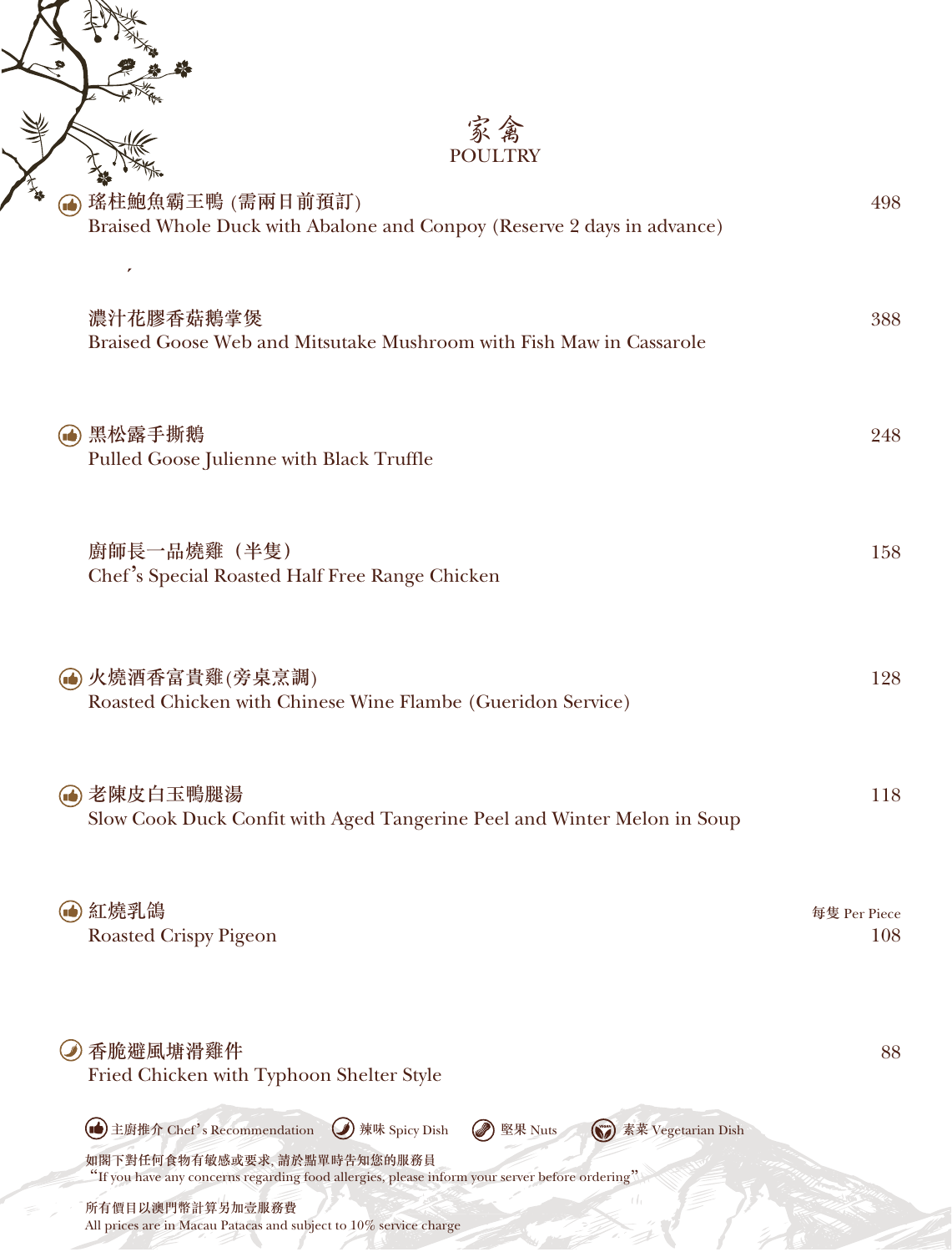# 家禽
# POULTRY

| Dish | Price |
|---|---|
| 瑤柱鮑魚霸王鴨 (需兩日前預訂)<br>Braised Whole Duck with Abalone and Conpoy (Reserve 2 days in advance) | 498 |
| 濃汁花膠香菇鵝掌煲<br>Braised Goose Web and Mitsutake Mushroom with Fish Maw in Cassarole | 388 |
| 黑松露手撕鵝<br>Pulled Goose Julienne with Black Truffle | 248 |
| 廚師長一品燒雞（半隻）<br>Chef's Special Roasted Half Free Range Chicken | 158 |
| 火燒酒香富貴雞(旁桌烹調)<br>Roasted Chicken with Chinese Wine Flambe (Gueridon Service) | 128 |
| 老陳皮白玉鴨腿湯<br>Slow Cook Duck Confit with Aged Tangerine Peel and Winter Melon in Soup | 118 |
| 紅燒乳鴿<br>Roasted Crispy Pigeon | 每隻 Per Piece<br>108 |
| 香脆避風塘滑雞件<br>Fried Chicken with Typhoon Shelter Style | 88 |

主廚推介 Chef's Recommendation　辣味 Spicy Dish　堅果 Nuts　素菜 Vegetarian Dish

如閣下對任何食物有敏感或要求, 請於點單時告知您的服務員
"If you have any concerns regarding food allergies, please inform your server before ordering"

所有價目以澳門幣計算另加壹服務費
All prices are in Macau Patacas and subject to 10% service charge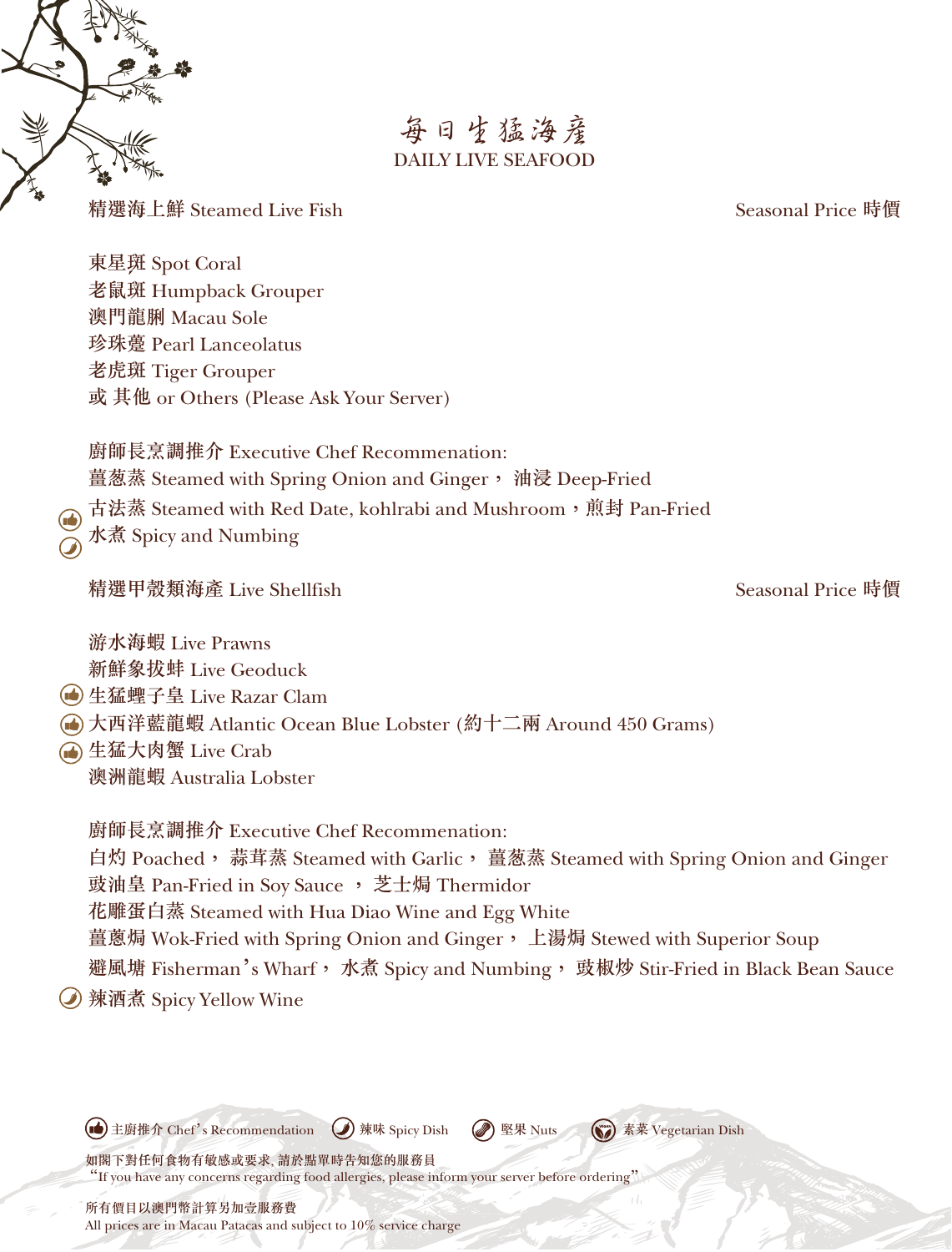# 每日生猛海產
# DAILY LIVE SEAFOOD

精選海上鮮 Steamed Live Fish — Seasonal Price 時價

東星斑 Spot Coral
老鼠斑 Humpback Grouper
澳門龍脷 Macau Sole
珍珠躉 Pearl Lanceolatus
老虎斑 Tiger Grouper
或 其他 or Others (Please Ask Your Server)

廚師長烹調推介 Executive Chef Recommenation:
薑葱蒸 Steamed with Spring Onion and Ginger， 油浸 Deep-Fried
古法蒸 Steamed with Red Date, kohlrabi and Mushroom，煎封 Pan-Fried (主廚推介 Chef's Recommendation)
水煮 Spicy and Numbing (辣味 Spicy Dish)

精選甲殼類海產 Live Shellfish — Seasonal Price 時價

游水海蝦 Live Prawns
新鮮象拔蚌 Live Geoduck
生猛蟶子皇 Live Razar Clam (主廚推介 Chef's Recommendation)
大西洋藍龍蝦 Atlantic Ocean Blue Lobster (約十二兩 Around 450 Grams) (主廚推介 Chef's Recommendation)
生猛大肉蟹 Live Crab (主廚推介 Chef's Recommendation)
澳洲龍蝦 Australia Lobster

廚師長烹調推介 Executive Chef Recommenation:
白灼 Poached， 蒜茸蒸 Steamed with Garlic， 薑葱蒸 Steamed with Spring Onion and Ginger
豉油皇 Pan-Fried in Soy Sauce ， 芝士焗 Thermidor
花雕蛋白蒸 Steamed with Hua Diao Wine and Egg White
薑蔥焗 Wok-Fried with Spring Onion and Ginger， 上湯焗 Stewed with Superior Soup
避風塘 Fisherman's Wharf， 水煮 Spicy and Numbing， 豉椒炒 Stir-Fried in Black Bean Sauce
辣酒煮 Spicy Yellow Wine (辣味 Spicy Dish)

主廚推介 Chef's Recommendation　辣味 Spicy Dish　堅果 Nuts　素菜 Vegetarian Dish

如閣下對任何食物有敏感或要求, 請於點單時告知您的服務員
"If you have any concerns regarding food allergies, please inform your server before ordering"

所有價目以澳門幣計算另加壹服務費
All prices are in Macau Patacas and subject to 10% service charge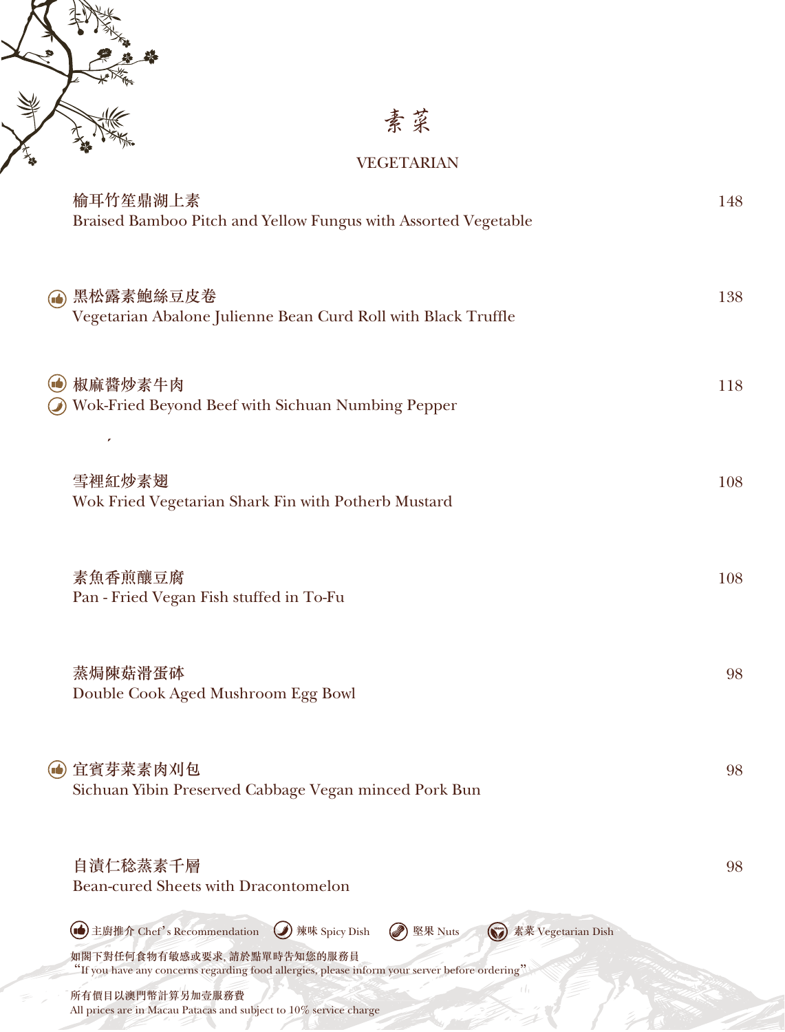# 素菜

## VEGETARIAN

| | | |
|---|---|---|
| | 榆耳竹笙鼎湖上素<br>Braised Bamboo Pitch and Yellow Fungus with Assorted Vegetable | 148 |
| 👍 | 黑松露素鮑絲豆皮卷<br>Vegetarian Abalone Julienne Bean Curd Roll with Black Truffle | 138 |
| 👍 🌶 | 椒麻醬炒素牛肉<br>Wok-Fried Beyond Beef with Sichuan Numbing Pepper | 118 |
| | 雪裡紅炒素翅<br>Wok Fried Vegetarian Shark Fin with Potherb Mustard | 108 |
| | 素魚香煎釀豆腐<br>Pan - Fried Vegan Fish stuffed in To-Fu | 108 |
| | 蒸焗陳菇滑蛋砵<br>Double Cook Aged Mushroom Egg Bowl | 98 |
| 👍 | 宜賓芽菜素肉刈包<br>Sichuan Yibin Preserved Cabbage Vegan minced Pork Bun | 98 |
| | 自漬仁稔蒸素千層<br>Bean-cured Sheets with Dracontomelon | 98 |

👍 主廚推介 Chef's Recommendation 🌶 辣味 Spicy Dish 🥜 堅果 Nuts 🌿 素菜 Vegetarian Dish

如閣下對任何食物有敏感或要求, 請於點單時告知您的服務員
"If you have any concerns regarding food allergies, please inform your server before ordering"

所有價目以澳門幣計算另加壹服務費
All prices are in Macau Patacas and subject to 10% service charge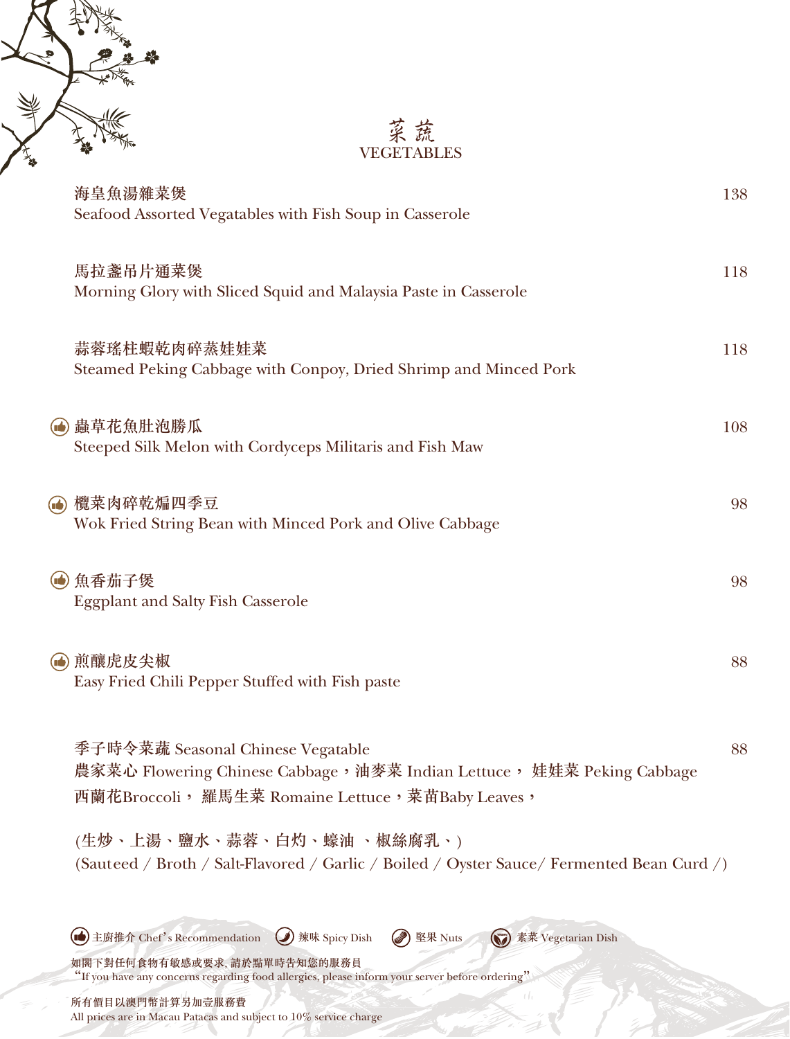# 菜蔬
# VEGETABLES

| Dish | Price |
|---|---|
| **海皇魚湯雜菜煲**<br>Seafood Assorted Vegatables with Fish Soup in Casserole | 138 |
| **馬拉盞吊片通菜煲**<br>Morning Glory with Sliced Squid and Malaysia Paste in Casserole | 118 |
| **蒜蓉瑤柱蝦乾肉碎蒸娃娃菜**<br>Steamed Peking Cabbage with Conpoy, Dried Shrimp and Minced Pork | 118 |
| (Chef's Recommendation) **蟲草花魚肚浸勝瓜**<br>Steeped Silk Melon with Cordyceps Militaris and Fish Maw | 108 |
| (Chef's Recommendation) **欖菜肉碎乾煸四季豆**<br>Wok Fried String Bean with Minced Pork and Olive Cabbage | 98 |
| (Chef's Recommendation) **魚香茄子煲**<br>Eggplant and Salty Fish Casserole | 98 |
| (Chef's Recommendation) **煎釀虎皮尖椒**<br>Easy Fried Chili Pepper Stuffed with Fish paste | 88 |
| **季子時令菜蔬** Seasonal Chinese Vegatable<br>**農家菜心** Flowering Chinese Cabbage，**油麥菜** Indian Lettuce， **娃娃菜** Peking Cabbage<br>**西蘭花**Broccoli， **羅馬生菜** Romaine Lettuce，**菜苗**Baby Leaves，<br>(生炒、上湯、鹽水、蒜蓉、白灼、蠔油 、椒絲腐乳、)<br>(Sauteed / Broth / Salt-Flavored / Garlic / Boiled / Oyster Sauce/ Fermented Bean Curd /) | 88 |

主廚推介 Chef's Recommendation　辣味 Spicy Dish　堅果 Nuts　素菜 Vegetarian Dish

如閣下對任何食物有敏感或要求, 請於點單時告知您的服務員
"If you have any concerns regarding food allergies, please inform your server before ordering"

所有價目以澳門幣計算另加壹服務費
All prices are in Macau Patacas and subject to 10% service charge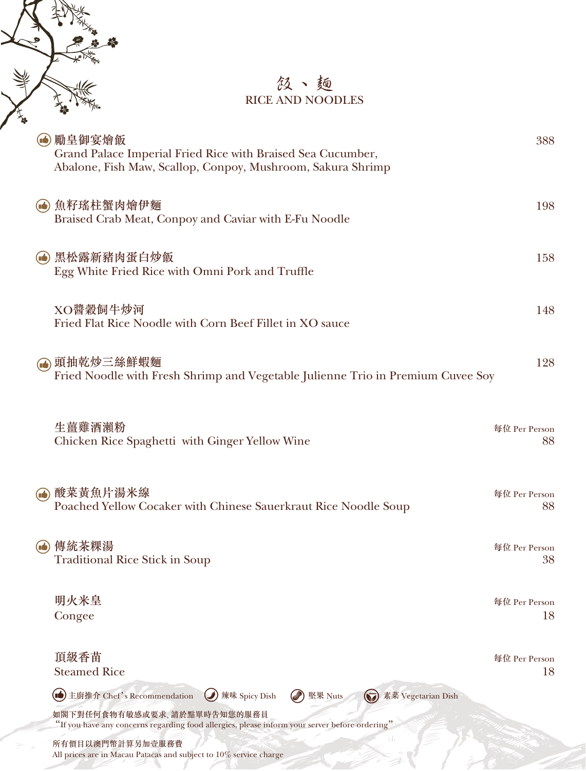# 飯、麵
# RICE AND NOODLES

👍 **勵皇御宴燴飯** — 388
Grand Palace Imperial Fried Rice with Braised Sea Cucumber, Abalone, Fish Maw, Scallop, Conpoy, Mushroom, Sakura Shrimp

👍 **魚籽瑤柱蟹肉燴伊麵** — 198
Braised Crab Meat, Conpoy and Caviar with E-Fu Noodle

👍 **黑松露新豬肉蛋白炒飯** — 158
Egg White Fried Rice with Omni Pork and Truffle

**XO醬穀飼牛炒河** — 148
Fried Flat Rice Noodle with Corn Beef Fillet in XO sauce

👍 **頭抽乾炒三絲鮮蝦麵** — 128
Fried Noodle with Fresh Shrimp and Vegetable Julienne Trio in Premium Cuvee Soy

**生薑雞酒瀨粉** — 每位 Per Person 88
Chicken Rice Spaghetti with Ginger Yellow Wine

👍 **酸菜黃魚片湯米線** — 每位 Per Person 88
Poached Yellow Cocaker with Chinese Sauerkraut Rice Noodle Soup

👍 **傳統茶粿湯** — 每位 Per Person 38
Traditional Rice Stick in Soup

**明火米皇** — 每位 Per Person 18
Congee

**頂級香苗** — 每位 Per Person 18
Steamed Rice

👍 主廚推介 Chef's Recommendation　辣味 Spicy Dish　堅果 Nuts　素菜 Vegetarian Dish

如閣下對任何食物有敏感或要求, 請於點單時告知您的服務員
"If you have any concerns regarding food allergies, please inform your server before ordering"

所有價目以澳門幣計算另加壹服務費
All prices are in Macau Patacas and subject to 10% service charge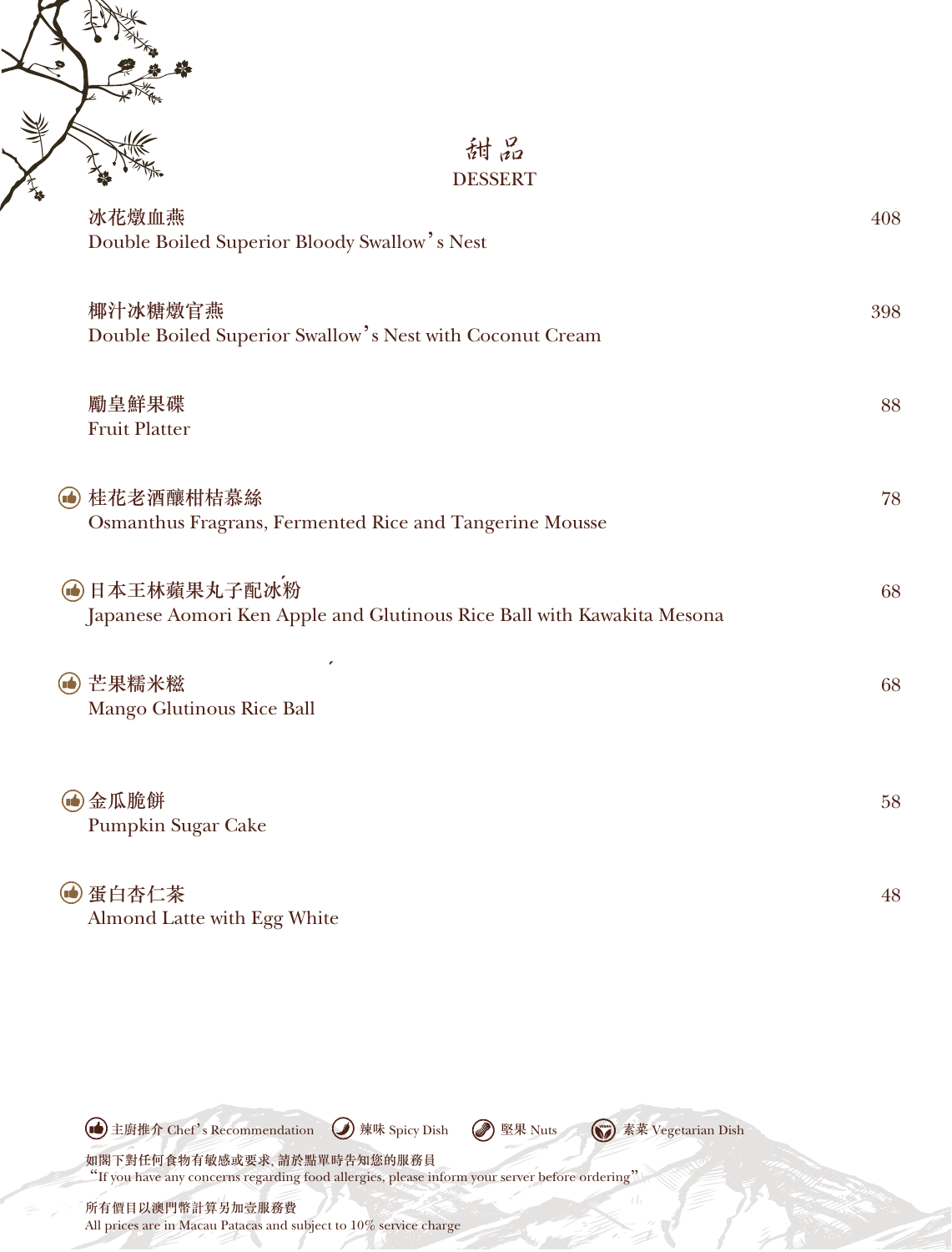# 甜品
# DESSERT

| | |
|---|---|
| 冰花燉血燕<br>Double Boiled Superior Bloody Swallow's Nest | 408 |
| 椰汁冰糖燉官燕<br>Double Boiled Superior Swallow's Nest with Coconut Cream | 398 |
| 勵皇鮮果碟<br>Fruit Platter | 88 |
| (主廚推介) 桂花老酒釀柑桔慕絲<br>Osmanthus Fragrans, Fermented Rice and Tangerine Mousse | 78 |
| (主廚推介) 日本王林蘋果丸子配冰粉<br>Japanese Aomori Ken Apple and Glutinous Rice Ball with Kawakita Mesona | 68 |
| (主廚推介) 芒果糯米糍<br>Mango Glutinous Rice Ball | 68 |
| (主廚推介) 金瓜脆餅<br>Pumpkin Sugar Cake | 58 |
| (主廚推介) 蛋白杏仁茶<br>Almond Latte with Egg White | 48 |

主廚推介 Chef's Recommendation　辣味 Spicy Dish　堅果 Nuts　素菜 Vegetarian Dish

如閣下對任何食物有敏感或要求, 請於點單時告知您的服務員
"If you have any concerns regarding food allergies, please inform your server before ordering"

所有價目以澳門幣計算另加壹服務費
All prices are in Macau Patacas and subject to 10% service charge